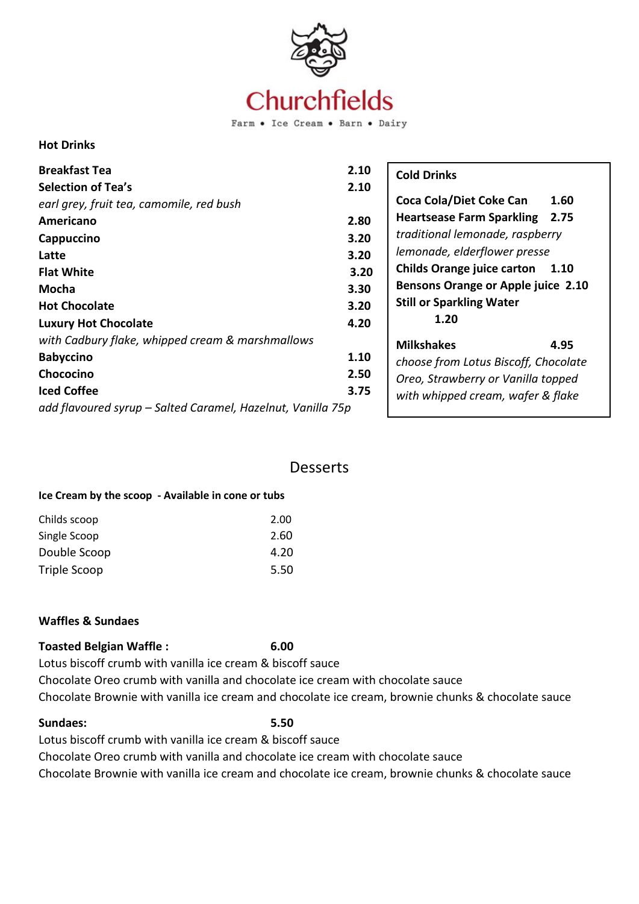# Churchfields

Farm • Ice Cream • Barn • Dairy

## Hot Drinks

| Item | Price |
|---|---|
| **Breakfast Tea** | **2.10** |
| **Selection of Tea's** | **2.10** |
| *earl grey, fruit tea, camomile, red bush* | |
| **Americano** | **2.80** |
| **Cappuccino** | **3.20** |
| **Latte** | **3.20** |
| **Flat White** | **3.20** |
| **Mocha** | **3.30** |
| **Hot Chocolate** | **3.20** |
| **Luxury Hot Chocolate** | **4.20** |
| *with Cadbury flake, whipped cream & marshmallows* | |
| **Babyccino** | **1.10** |
| **Chococino** | **2.50** |
| **Iced Coffee** | **3.75** |

*add flavoured syrup – Salted Caramel, Hazelnut, Vanilla 75p*

## Cold Drinks

| Item | Price |
|---|---|
| **Coca Cola/Diet Coke Can** | **1.60** |
| **Heartsease Farm Sparkling** | **2.75** |
| *traditional lemonade, raspberry lemonade, elderflower presse* | |
| **Childs Orange juice carton** | **1.10** |
| **Bensons Orange or Apple juice** | **2.10** |
| **Still or Sparkling Water** | **1.20** |

**Milkshakes** **4.95**

*choose from Lotus Biscoff, Chocolate Oreo, Strawberry or Vanilla topped with whipped cream, wafer & flake*

# Desserts

**Ice Cream by the scoop - Available in cone or tubs**

| Item | Price |
|---|---|
| Childs scoop | 2.00 |
| Single Scoop | 2.60 |
| Double Scoop | 4.20 |
| Triple Scoop | 5.50 |

### Waffles & Sundaes

**Toasted Belgian Waffle :** **6.00**

Lotus biscoff crumb with vanilla ice cream & biscoff sauce

Chocolate Oreo crumb with vanilla and chocolate ice cream with chocolate sauce

Chocolate Brownie with vanilla ice cream and chocolate ice cream, brownie chunks & chocolate sauce

**Sundaes:** **5.50**

Lotus biscoff crumb with vanilla ice cream & biscoff sauce

Chocolate Oreo crumb with vanilla and chocolate ice cream with chocolate sauce

Chocolate Brownie with vanilla ice cream and chocolate ice cream, brownie chunks & chocolate sauce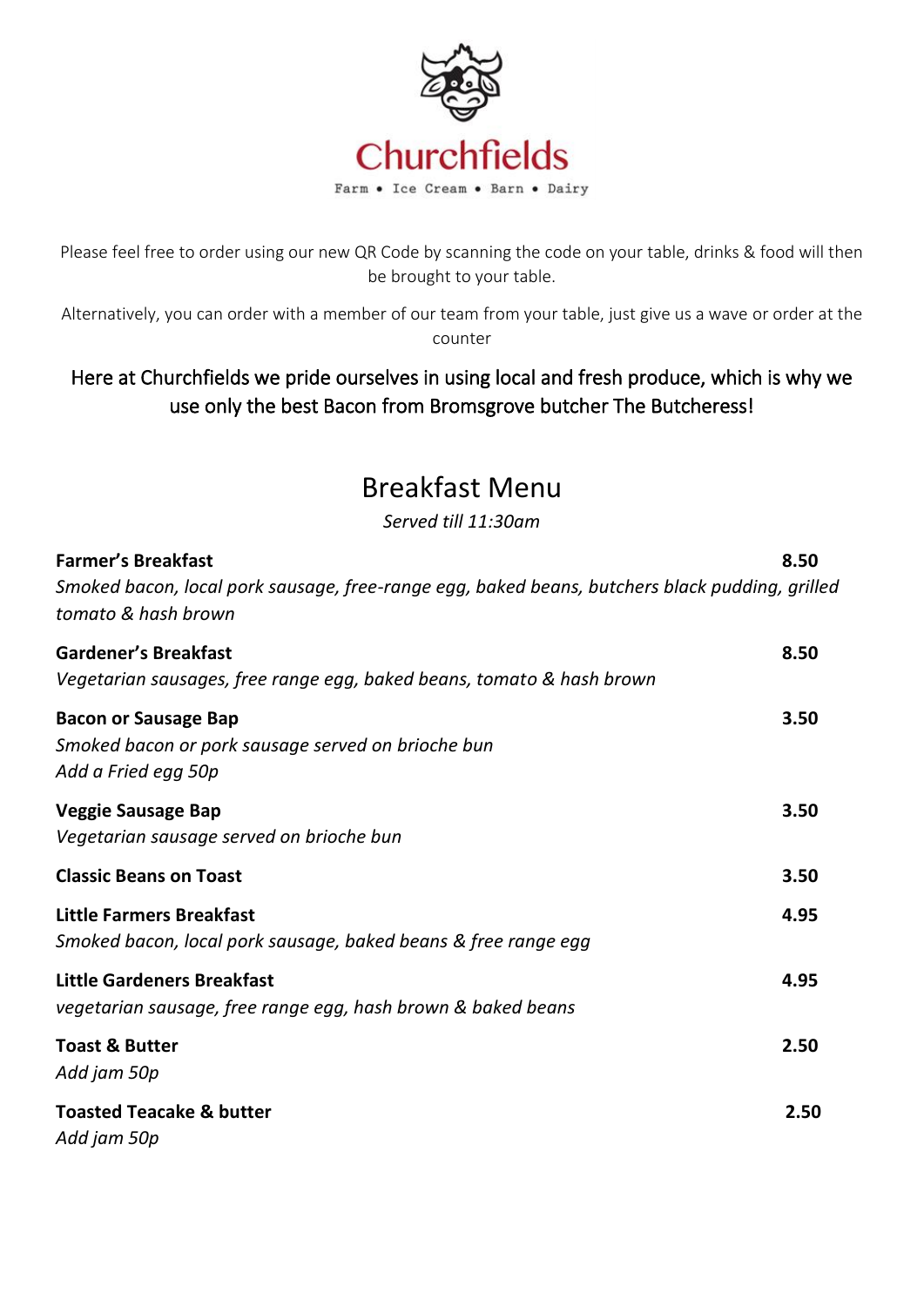# Churchfields

Farm • Ice Cream • Barn • Dairy

Please feel free to order using our new QR Code by scanning the code on your table, drinks & food will then be brought to your table.

Alternatively, you can order with a member of our team from your table, just give us a wave or order at the counter

Here at Churchfields we pride ourselves in using local and fresh produce, which is why we use only the best Bacon from Bromsgrove butcher The Butcheress!

## Breakfast Menu

*Served till 11:30am*

**Farmer's Breakfast** 8.50
*Smoked bacon, local pork sausage, free-range egg, baked beans, butchers black pudding, grilled tomato & hash brown*

**Gardener's Breakfast** 8.50
*Vegetarian sausages, free range egg, baked beans, tomato & hash brown*

**Bacon or Sausage Bap** 3.50
*Smoked bacon or pork sausage served on brioche bun*
*Add a Fried egg 50p*

**Veggie Sausage Bap** 3.50
*Vegetarian sausage served on brioche bun*

**Classic Beans on Toast** 3.50

**Little Farmers Breakfast** 4.95
*Smoked bacon, local pork sausage, baked beans & free range egg*

**Little Gardeners Breakfast** 4.95
*vegetarian sausage, free range egg, hash brown & baked beans*

**Toast & Butter** 2.50
*Add jam 50p*

**Toasted Teacake & butter** 2.50
*Add jam 50p*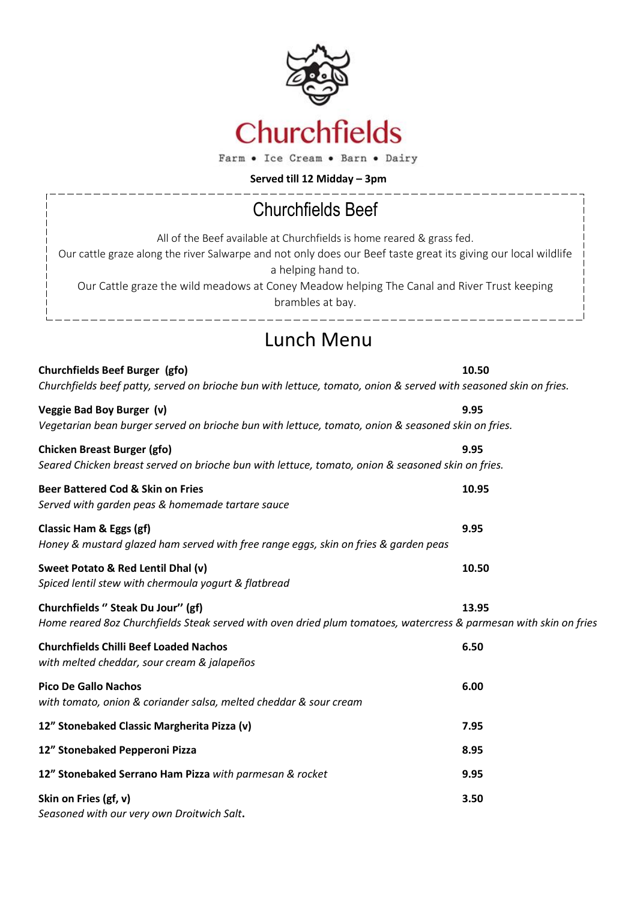# Churchfields

Farm • Ice Cream • Barn • Dairy

**Served till 12 Midday – 3pm**

## Churchfields Beef

All of the Beef available at Churchfields is home reared & grass fed.
Our cattle graze along the river Salwarpe and not only does our Beef taste great its giving our local wildlife a helping hand to.
Our Cattle graze the wild meadows at Coney Meadow helping The Canal and River Trust keeping brambles at bay.

## Lunch Menu

**Churchfields Beef Burger (gfo)** — **10.50**
*Churchfields beef patty, served on brioche bun with lettuce, tomato, onion & served with seasoned skin on fries.*

**Veggie Bad Boy Burger (v)** — **9.95**
*Vegetarian bean burger served on brioche bun with lettuce, tomato, onion & seasoned skin on fries.*

**Chicken Breast Burger (gfo)** — **9.95**
*Seared Chicken breast served on brioche bun with lettuce, tomato, onion & seasoned skin on fries.*

**Beer Battered Cod & Skin on Fries** — **10.95**
*Served with garden peas & homemade tartare sauce*

**Classic Ham & Eggs (gf)** — **9.95**
*Honey & mustard glazed ham served with free range eggs, skin on fries & garden peas*

**Sweet Potato & Red Lentil Dhal (v)** — **10.50**
*Spiced lentil stew with chermoula yogurt & flatbread*

**Churchfields " Steak Du Jour" (gf)** — **13.95**
*Home reared 8oz Churchfields Steak served with oven dried plum tomatoes, watercress & parmesan with skin on fries*

**Churchfields Chilli Beef Loaded Nachos** — **6.50**
*with melted cheddar, sour cream & jalapeños*

**Pico De Gallo Nachos** — **6.00**
*with tomato, onion & coriander salsa, melted cheddar & sour cream*

**12" Stonebaked Classic Margherita Pizza (v)** — **7.95**

**12" Stonebaked Pepperoni Pizza** — **8.95**

**12" Stonebaked Serrano Ham Pizza** *with parmesan & rocket* — **9.95**

**Skin on Fries (gf, v)** — **3.50**
*Seasoned with our very own Droitwich Salt.*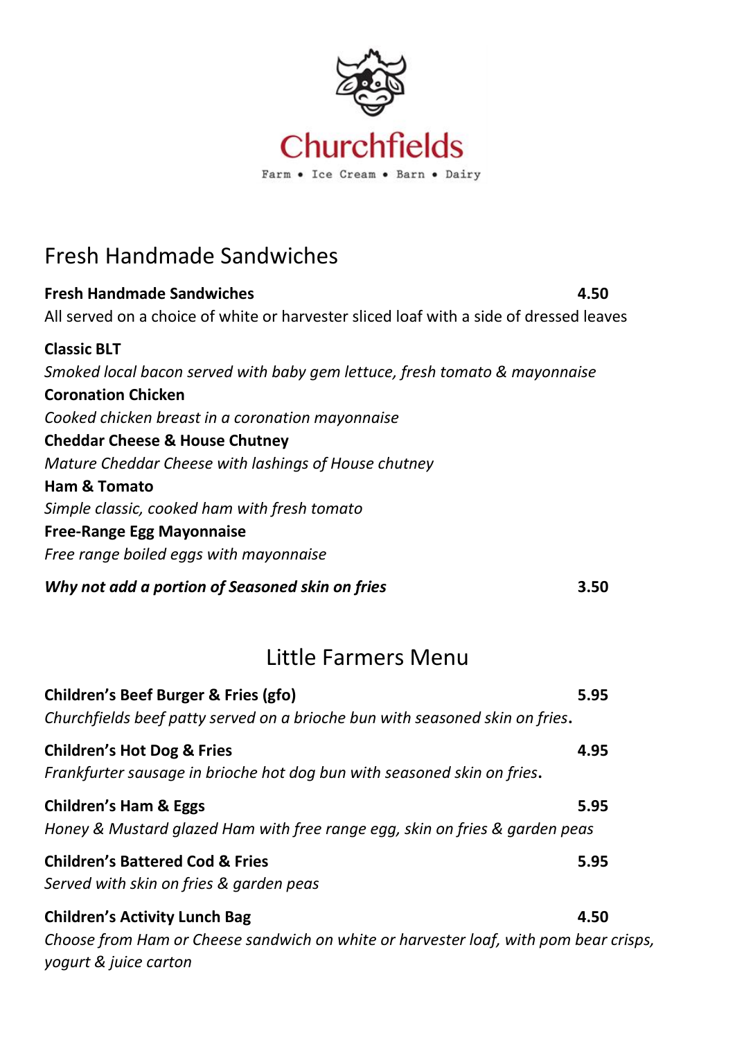Churchfields

Farm • Ice Cream • Barn • Dairy

## Fresh Handmade Sandwiches

**Fresh Handmade Sandwiches** **4.50**

All served on a choice of white or harvester sliced loaf with a side of dressed leaves

**Classic BLT**

*Smoked local bacon served with baby gem lettuce, fresh tomato & mayonnaise*

**Coronation Chicken**

*Cooked chicken breast in a coronation mayonnaise*

**Cheddar Cheese & House Chutney**

*Mature Cheddar Cheese with lashings of House chutney*

**Ham & Tomato**

*Simple classic, cooked ham with fresh tomato*

**Free-Range Egg Mayonnaise**

*Free range boiled eggs with mayonnaise*

***Why not add a portion of Seasoned skin on fries*** **3.50**

## Little Farmers Menu

**Children's Beef Burger & Fries (gfo)** **5.95**

*Churchfields beef patty served on a brioche bun with seasoned skin on fries*.

**Children's Hot Dog & Fries** **4.95**

*Frankfurter sausage in brioche hot dog bun with seasoned skin on fries*.

**Children's Ham & Eggs** **5.95**

*Honey & Mustard glazed Ham with free range egg, skin on fries & garden peas*

**Children's Battered Cod & Fries** **5.95**

*Served with skin on fries & garden peas*

**Children's Activity Lunch Bag** **4.50**

*Choose from Ham or Cheese sandwich on white or harvester loaf, with pom bear crisps, yogurt & juice carton*